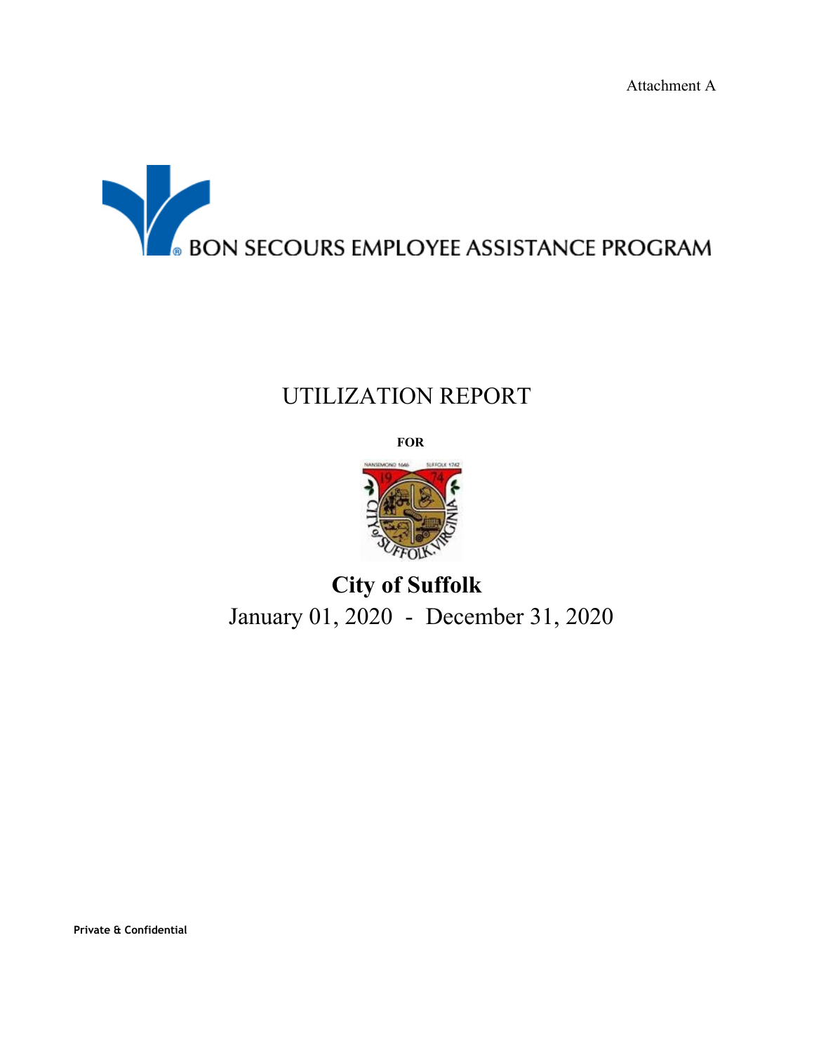Attachment A

BON SECOURS EMPLOYEE ASSISTANCE PROGRAM

# UTILIZATION REPORT

**FOR**

## City of Suffolk

January 01, 2020 - December 31, 2020

**Private & Confidential**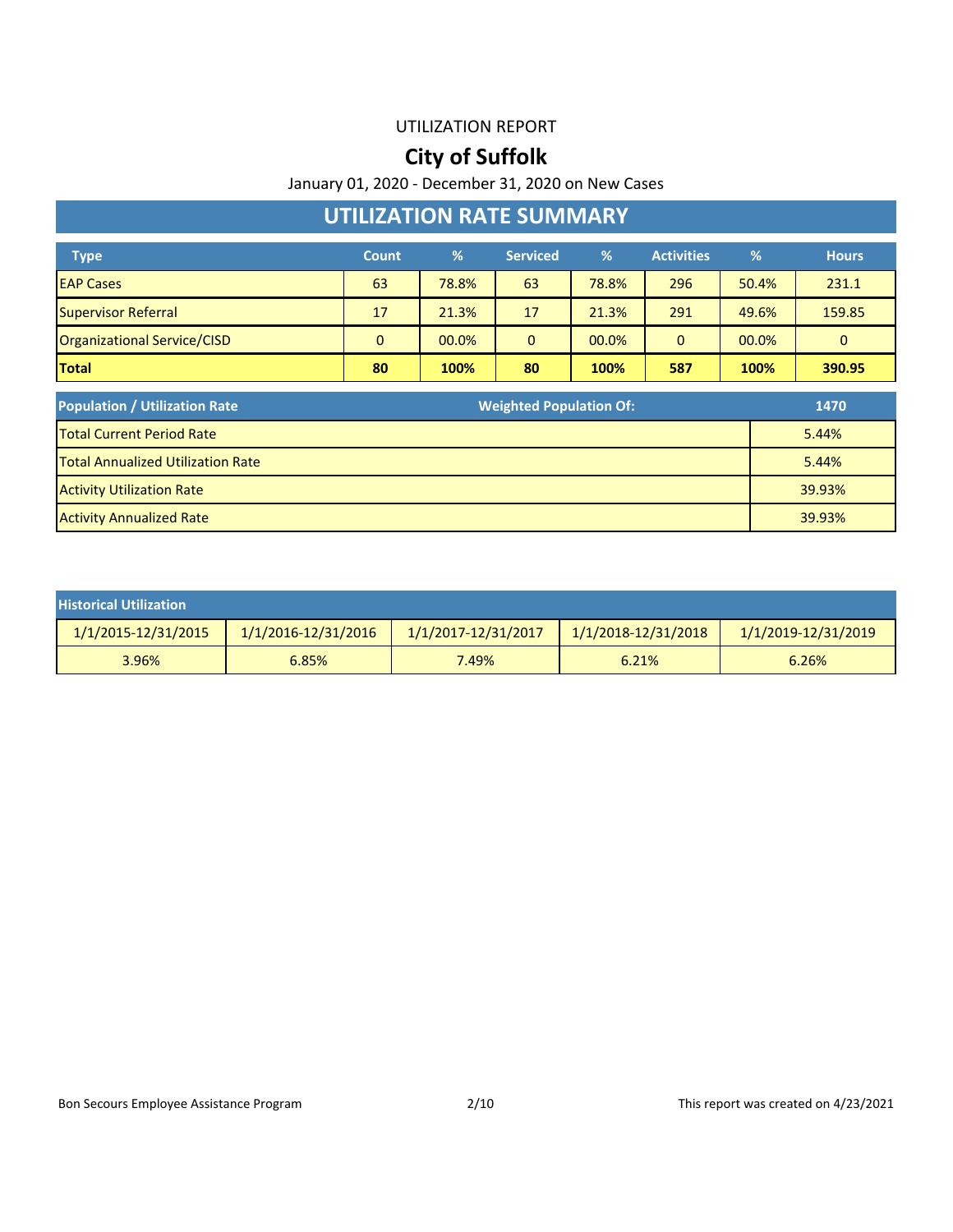UTILIZATION REPORT

# City of Suffolk

January 01, 2020 - December 31, 2020 on New Cases

## UTILIZATION RATE SUMMARY

| Type | Count | % | Serviced | % | Activities | % | Hours |
|---|---|---|---|---|---|---|---|
| EAP Cases | 63 | 78.8% | 63 | 78.8% | 296 | 50.4% | 231.1 |
| Supervisor Referral | 17 | 21.3% | 17 | 21.3% | 291 | 49.6% | 159.85 |
| Organizational Service/CISD | 0 | 00.0% | 0 | 00.0% | 0 | 00.0% | 0 |
| **Total** | **80** | **100%** | **80** | **100%** | **587** | **100%** | **390.95** |

| Population / Utilization Rate | Weighted Population Of: 1470 |
|---|---|
| Total Current Period Rate | 5.44% |
| Total Annualized Utilization Rate | 5.44% |
| Activity Utilization Rate | 39.93% |
| Activity Annualized Rate | 39.93% |

| Historical Utilization | | | | |
|---|---|---|---|---|
| 1/1/2015-12/31/2015 | 1/1/2016-12/31/2016 | 1/1/2017-12/31/2017 | 1/1/2018-12/31/2018 | 1/1/2019-12/31/2019 |
| 3.96% | 6.85% | 7.49% | 6.21% | 6.26% |

Bon Secours Employee Assistance Program

This report was created on 4/23/2021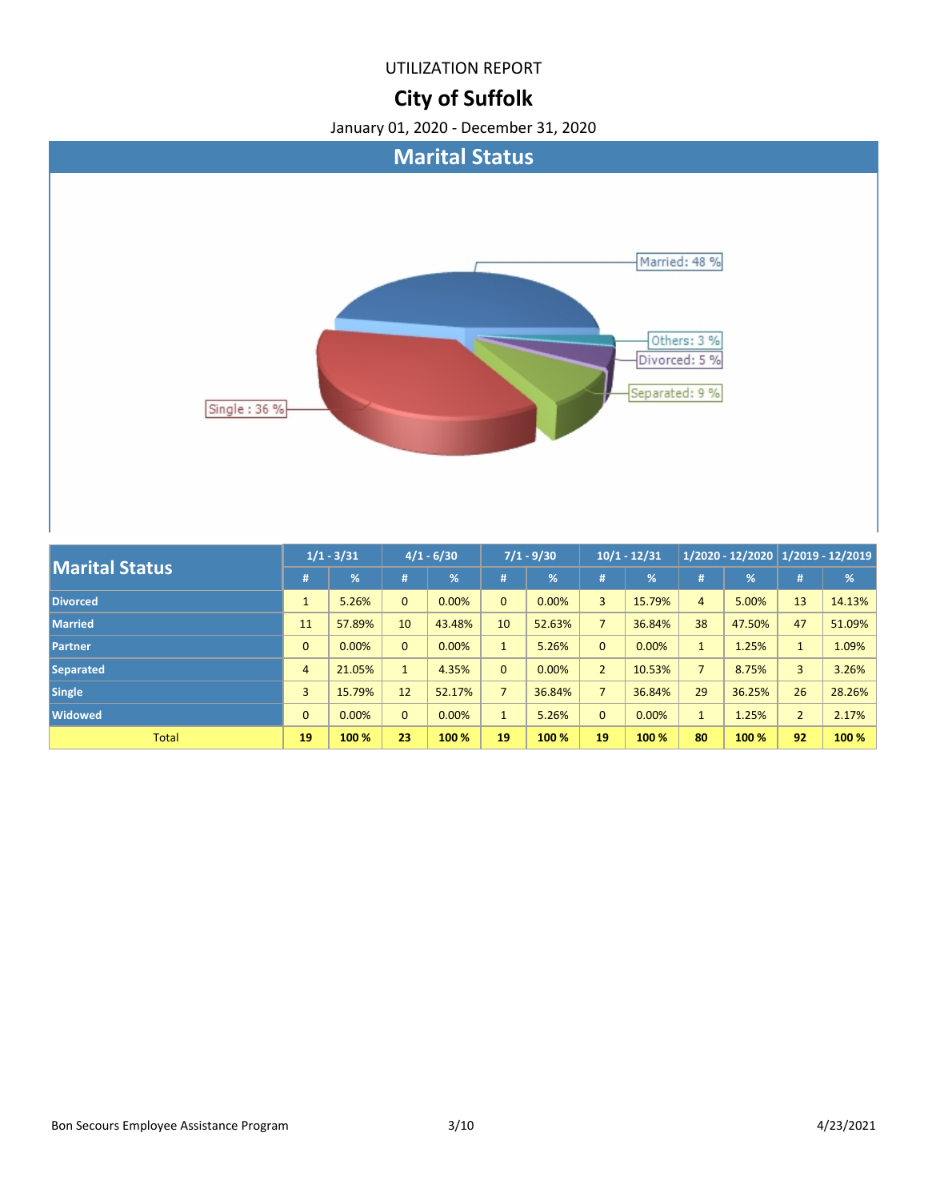UTILIZATION REPORT

# City of Suffolk

January 01, 2020 - December 31, 2020

## Marital Status

Married: 48 %
Others: 3 %
Divorced: 5 %
Separated: 9 %
Single : 36 %

| Marital Status | 1/1 - 3/31 | | 4/1 - 6/30 | | 7/1 - 9/30 | | 10/1 - 12/31 | | 1/2020 - 12/2020 | | 1/2019 - 12/2019 | |
|---|---|---|---|---|---|---|---|---|---|---|---|---|
| | # | % | # | % | # | % | # | % | # | % | # | % |
| Divorced | 1 | 5.26% | 0 | 0.00% | 0 | 0.00% | 3 | 15.79% | 4 | 5.00% | 13 | 14.13% |
| Married | 11 | 57.89% | 10 | 43.48% | 10 | 52.63% | 7 | 36.84% | 38 | 47.50% | 47 | 51.09% |
| Partner | 0 | 0.00% | 0 | 0.00% | 1 | 5.26% | 0 | 0.00% | 1 | 1.25% | 1 | 1.09% |
| Separated | 4 | 21.05% | 1 | 4.35% | 0 | 0.00% | 2 | 10.53% | 7 | 8.75% | 3 | 3.26% |
| Single | 3 | 15.79% | 12 | 52.17% | 7 | 36.84% | 7 | 36.84% | 29 | 36.25% | 26 | 28.26% |
| Widowed | 0 | 0.00% | 0 | 0.00% | 1 | 5.26% | 0 | 0.00% | 1 | 1.25% | 2 | 2.17% |
| Total | 19 | 100 % | 23 | 100 % | 19 | 100 % | 19 | 100 % | 80 | 100 % | 92 | 100 % |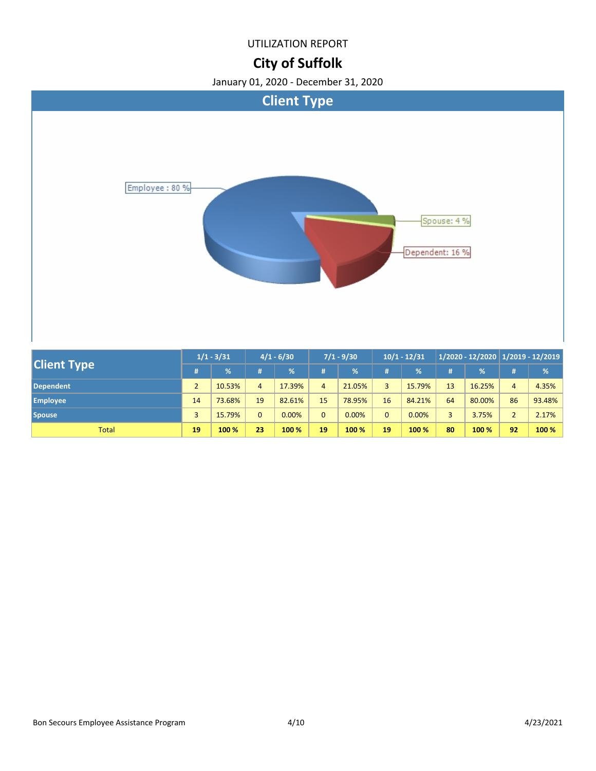UTILIZATION REPORT

# City of Suffolk

January 01, 2020 - December 31, 2020

## Client Type

Employee : 80 %

Spouse: 4 %

Dependent: 16 %

| Client Type | 1/1 - 3/31 | | 4/1 - 6/30 | | 7/1 - 9/30 | | 10/1 - 12/31 | | 1/2020 - 12/2020 | | 1/2019 - 12/2019 | |
|---|---|---|---|---|---|---|---|---|---|---|---|---|
| | # | % | # | % | # | % | # | % | # | % | # | % |
| **Dependent** | 2 | 10.53% | 4 | 17.39% | 4 | 21.05% | 3 | 15.79% | 13 | 16.25% | 4 | 4.35% |
| **Employee** | 14 | 73.68% | 19 | 82.61% | 15 | 78.95% | 16 | 84.21% | 64 | 80.00% | 86 | 93.48% |
| **Spouse** | 3 | 15.79% | 0 | 0.00% | 0 | 0.00% | 0 | 0.00% | 3 | 3.75% | 2 | 2.17% |
| Total | **19** | **100 %** | **23** | **100 %** | **19** | **100 %** | **19** | **100 %** | **80** | **100 %** | **92** | **100 %** |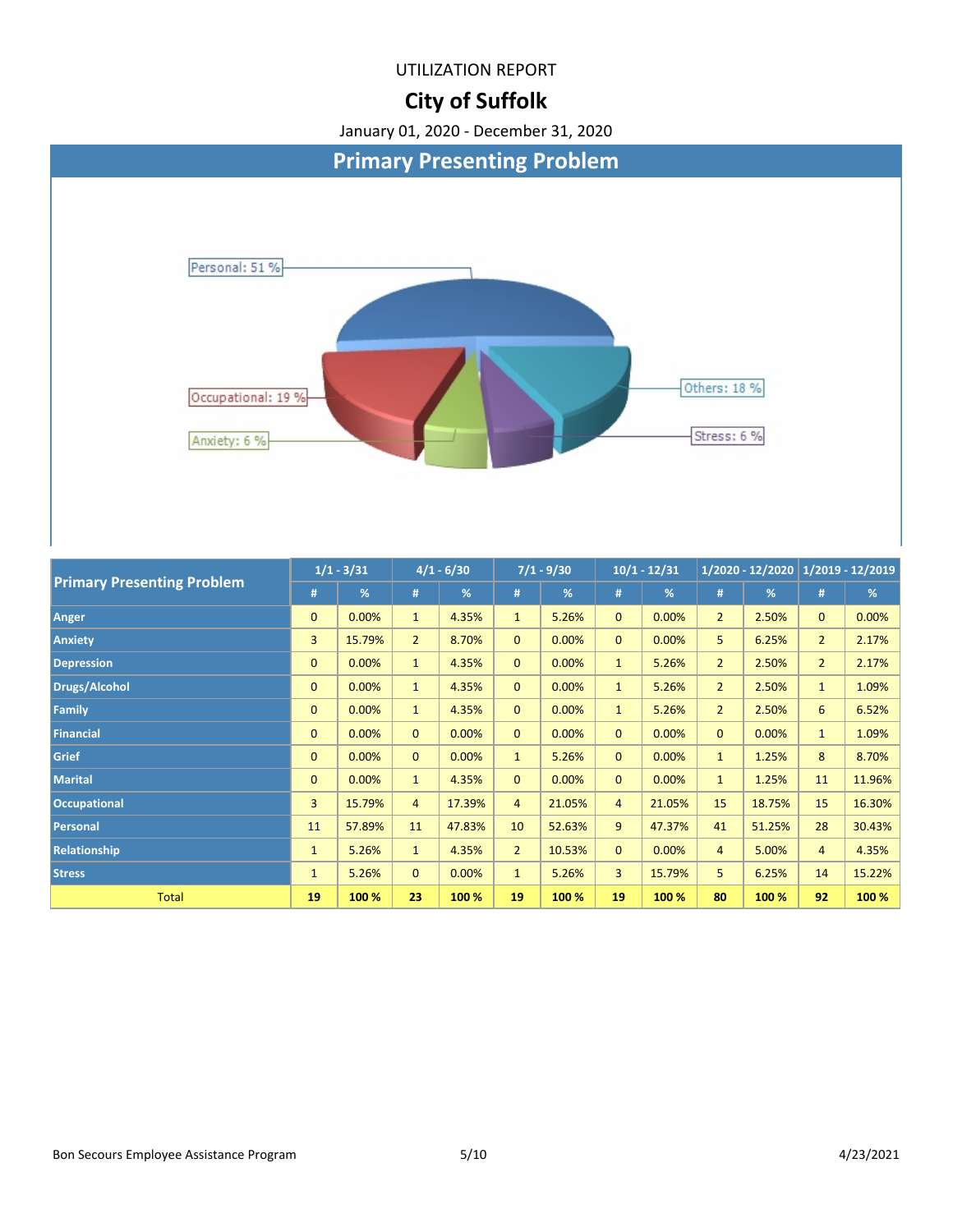UTILIZATION REPORT

# City of Suffolk

January 01, 2020 - December 31, 2020

## Primary Presenting Problem

Personal: 51 %

Occupational: 19 %

Anxiety: 6 %

Others: 18 %

Stress: 6 %

| Primary Presenting Problem | 1/1 - 3/31 | | 4/1 - 6/30 | | 7/1 - 9/30 | | 10/1 - 12/31 | | 1/2020 - 12/2020 | | 1/2019 - 12/2019 | |
|---|---|---|---|---|---|---|---|---|---|---|---|---|
| | # | % | # | % | # | % | # | % | # | % | # | % |
| Anger | 0 | 0.00% | 1 | 4.35% | 1 | 5.26% | 0 | 0.00% | 2 | 2.50% | 0 | 0.00% |
| Anxiety | 3 | 15.79% | 2 | 8.70% | 0 | 0.00% | 0 | 0.00% | 5 | 6.25% | 2 | 2.17% |
| Depression | 0 | 0.00% | 1 | 4.35% | 0 | 0.00% | 1 | 5.26% | 2 | 2.50% | 2 | 2.17% |
| Drugs/Alcohol | 0 | 0.00% | 1 | 4.35% | 0 | 0.00% | 1 | 5.26% | 2 | 2.50% | 1 | 1.09% |
| Family | 0 | 0.00% | 1 | 4.35% | 0 | 0.00% | 1 | 5.26% | 2 | 2.50% | 6 | 6.52% |
| Financial | 0 | 0.00% | 0 | 0.00% | 0 | 0.00% | 0 | 0.00% | 0 | 0.00% | 1 | 1.09% |
| Grief | 0 | 0.00% | 0 | 0.00% | 1 | 5.26% | 0 | 0.00% | 1 | 1.25% | 8 | 8.70% |
| Marital | 0 | 0.00% | 1 | 4.35% | 0 | 0.00% | 0 | 0.00% | 1 | 1.25% | 11 | 11.96% |
| Occupational | 3 | 15.79% | 4 | 17.39% | 4 | 21.05% | 4 | 21.05% | 15 | 18.75% | 15 | 16.30% |
| Personal | 11 | 57.89% | 11 | 47.83% | 10 | 52.63% | 9 | 47.37% | 41 | 51.25% | 28 | 30.43% |
| Relationship | 1 | 5.26% | 1 | 4.35% | 2 | 10.53% | 0 | 0.00% | 4 | 5.00% | 4 | 4.35% |
| Stress | 1 | 5.26% | 0 | 0.00% | 1 | 5.26% | 3 | 15.79% | 5 | 6.25% | 14 | 15.22% |
| Total | 19 | 100 % | 23 | 100 % | 19 | 100 % | 19 | 100 % | 80 | 100 % | 92 | 100 % |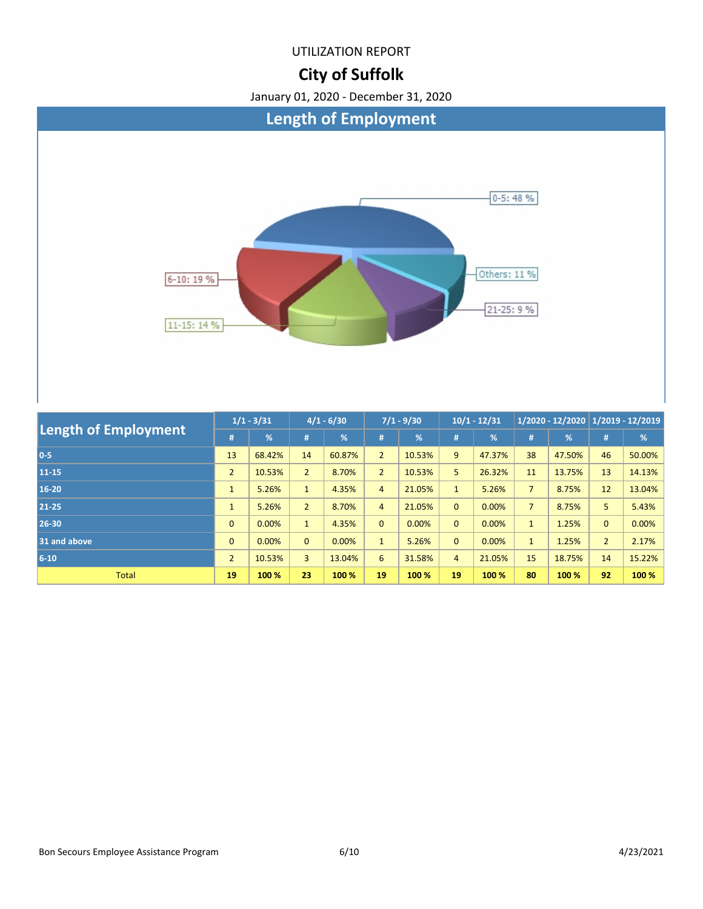UTILIZATION REPORT

# City of Suffolk

January 01, 2020 - December 31, 2020

## Length of Employment

0-5: 48 %
Others: 11 %
21-25: 9 %
6-10: 19 %
11-15: 14 %

| Length of Employment | 1/1 - 3/31 | | 4/1 - 6/30 | | 7/1 - 9/30 | | 10/1 - 12/31 | | 1/2020 - 12/2020 | | 1/2019 - 12/2019 | |
|---|---|---|---|---|---|---|---|---|---|---|---|---|
| | # | % | # | % | # | % | # | % | # | % | # | % |
| 0-5 | 13 | 68.42% | 14 | 60.87% | 2 | 10.53% | 9 | 47.37% | 38 | 47.50% | 46 | 50.00% |
| 11-15 | 2 | 10.53% | 2 | 8.70% | 2 | 10.53% | 5 | 26.32% | 11 | 13.75% | 13 | 14.13% |
| 16-20 | 1 | 5.26% | 1 | 4.35% | 4 | 21.05% | 1 | 5.26% | 7 | 8.75% | 12 | 13.04% |
| 21-25 | 1 | 5.26% | 2 | 8.70% | 4 | 21.05% | 0 | 0.00% | 7 | 8.75% | 5 | 5.43% |
| 26-30 | 0 | 0.00% | 1 | 4.35% | 0 | 0.00% | 0 | 0.00% | 1 | 1.25% | 0 | 0.00% |
| 31 and above | 0 | 0.00% | 0 | 0.00% | 1 | 5.26% | 0 | 0.00% | 1 | 1.25% | 2 | 2.17% |
| 6-10 | 2 | 10.53% | 3 | 13.04% | 6 | 31.58% | 4 | 21.05% | 15 | 18.75% | 14 | 15.22% |
| Total | **19** | **100 %** | **23** | **100 %** | **19** | **100 %** | **19** | **100 %** | **80** | **100 %** | **92** | **100 %** |

Bon Secours Employee Assistance Program 4/23/2021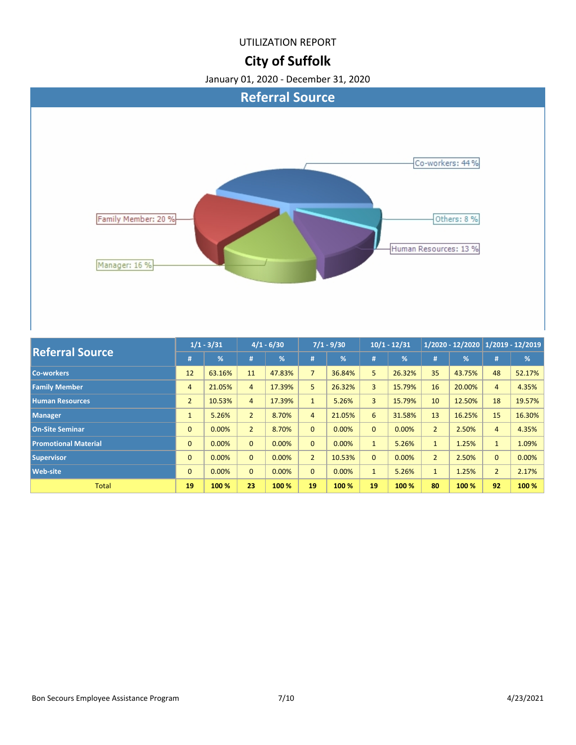UTILIZATION REPORT

# City of Suffolk

January 01, 2020 - December 31, 2020

## Referral Source

Co-workers: 44 %

Family Member: 20 %

Others: 8 %

Human Resources: 13 %

Manager: 16 %

| Referral Source | 1/1 - 3/31 | | 4/1 - 6/30 | | 7/1 - 9/30 | | 10/1 - 12/31 | | 1/2020 - 12/2020 | | 1/2019 - 12/2019 | |
|---|---|---|---|---|---|---|---|---|---|---|---|---|
| | # | % | # | % | # | % | # | % | # | % | # | % |
| Co-workers | 12 | 63.16% | 11 | 47.83% | 7 | 36.84% | 5 | 26.32% | 35 | 43.75% | 48 | 52.17% |
| Family Member | 4 | 21.05% | 4 | 17.39% | 5 | 26.32% | 3 | 15.79% | 16 | 20.00% | 4 | 4.35% |
| Human Resources | 2 | 10.53% | 4 | 17.39% | 1 | 5.26% | 3 | 15.79% | 10 | 12.50% | 18 | 19.57% |
| Manager | 1 | 5.26% | 2 | 8.70% | 4 | 21.05% | 6 | 31.58% | 13 | 16.25% | 15 | 16.30% |
| On-Site Seminar | 0 | 0.00% | 2 | 8.70% | 0 | 0.00% | 0 | 0.00% | 2 | 2.50% | 4 | 4.35% |
| Promotional Material | 0 | 0.00% | 0 | 0.00% | 0 | 0.00% | 1 | 5.26% | 1 | 1.25% | 1 | 1.09% |
| Supervisor | 0 | 0.00% | 0 | 0.00% | 2 | 10.53% | 0 | 0.00% | 2 | 2.50% | 0 | 0.00% |
| Web-site | 0 | 0.00% | 0 | 0.00% | 0 | 0.00% | 1 | 5.26% | 1 | 1.25% | 2 | 2.17% |
| Total | 19 | 100 % | 23 | 100 % | 19 | 100 % | 19 | 100 % | 80 | 100 % | 92 | 100 % |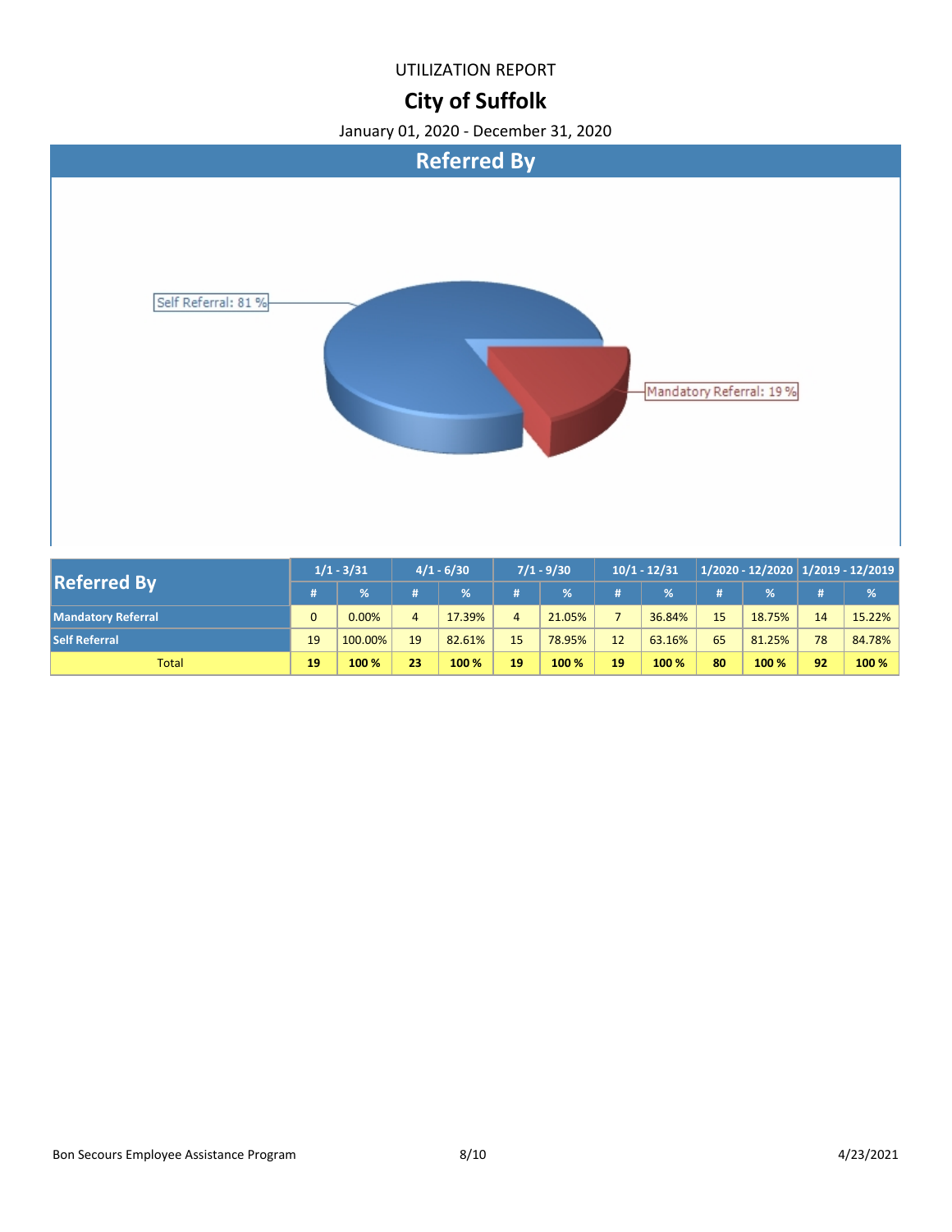UTILIZATION REPORT

# City of Suffolk

January 01, 2020 - December 31, 2020

## Referred By

Self Referral: 81 %

Mandatory Referral: 19 %

| Referred By | 1/1 - 3/31 | | 4/1 - 6/30 | | 7/1 - 9/30 | | 10/1 - 12/31 | | 1/2020 - 12/2020 | | 1/2019 - 12/2019 | |
|---|---|---|---|---|---|---|---|---|---|---|---|---|
| | # | % | # | % | # | % | # | % | # | % | # | % |
| **Mandatory Referral** | 0 | 0.00% | 4 | 17.39% | 4 | 21.05% | 7 | 36.84% | 15 | 18.75% | 14 | 15.22% |
| **Self Referral** | 19 | 100.00% | 19 | 82.61% | 15 | 78.95% | 12 | 63.16% | 65 | 81.25% | 78 | 84.78% |
| Total | **19** | **100 %** | **23** | **100 %** | **19** | **100 %** | **19** | **100 %** | **80** | **100 %** | **92** | **100 %** |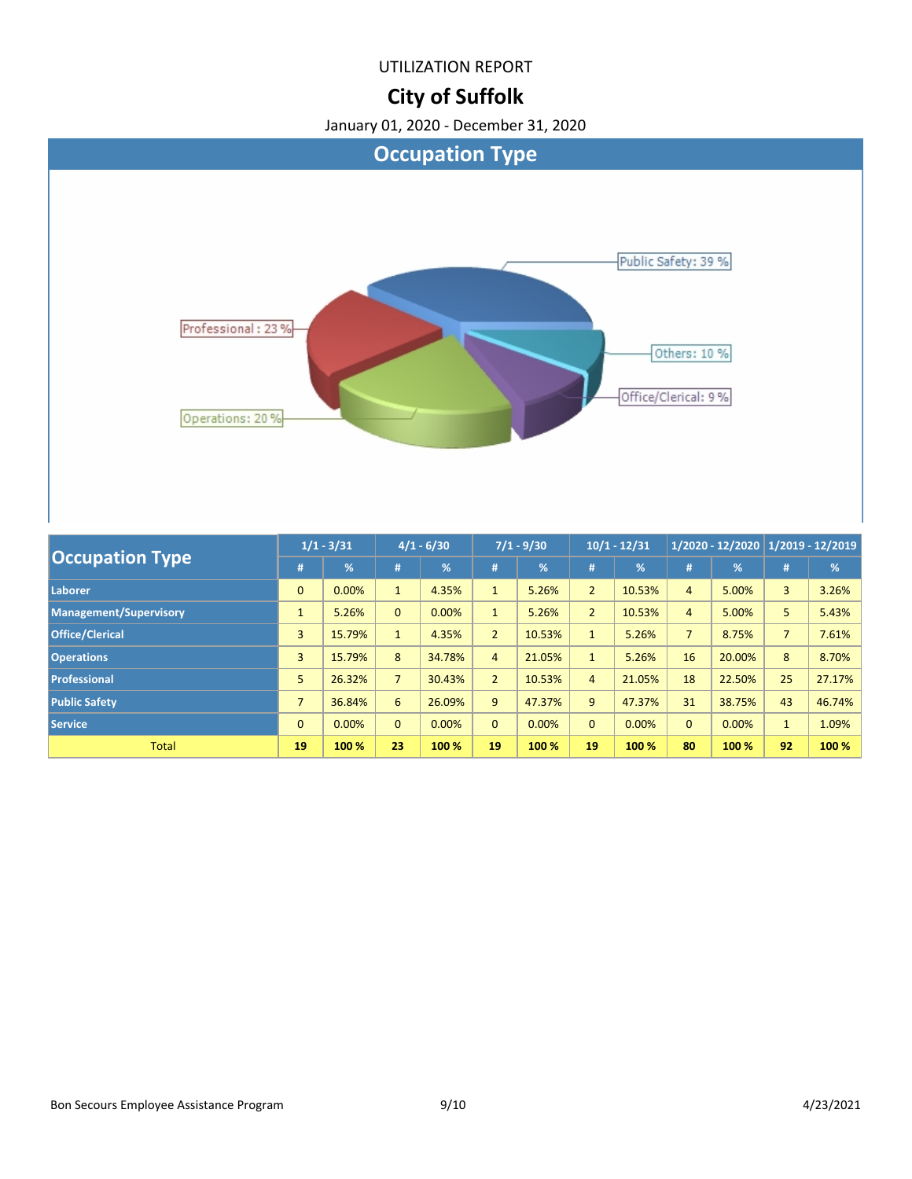UTILIZATION REPORT

# City of Suffolk

January 01, 2020 - December 31, 2020

## Occupation Type

Public Safety: 39 %
Others: 10 %
Office/Clerical: 9 %
Operations: 20 %
Professional : 23 %

| Occupation Type | 1/1 - 3/31 | | 4/1 - 6/30 | | 7/1 - 9/30 | | 10/1 - 12/31 | | 1/2020 - 12/2020 | | 1/2019 - 12/2019 | |
|---|---|---|---|---|---|---|---|---|---|---|---|---|
| | # | % | # | % | # | % | # | % | # | % | # | % |
| Laborer | 0 | 0.00% | 1 | 4.35% | 1 | 5.26% | 2 | 10.53% | 4 | 5.00% | 3 | 3.26% |
| Management/Supervisory | 1 | 5.26% | 0 | 0.00% | 1 | 5.26% | 2 | 10.53% | 4 | 5.00% | 5 | 5.43% |
| Office/Clerical | 3 | 15.79% | 1 | 4.35% | 2 | 10.53% | 1 | 5.26% | 7 | 8.75% | 7 | 7.61% |
| Operations | 3 | 15.79% | 8 | 34.78% | 4 | 21.05% | 1 | 5.26% | 16 | 20.00% | 8 | 8.70% |
| Professional | 5 | 26.32% | 7 | 30.43% | 2 | 10.53% | 4 | 21.05% | 18 | 22.50% | 25 | 27.17% |
| Public Safety | 7 | 36.84% | 6 | 26.09% | 9 | 47.37% | 9 | 47.37% | 31 | 38.75% | 43 | 46.74% |
| Service | 0 | 0.00% | 0 | 0.00% | 0 | 0.00% | 0 | 0.00% | 0 | 0.00% | 1 | 1.09% |
| Total | 19 | 100 % | 23 | 100 % | 19 | 100 % | 19 | 100 % | 80 | 100 % | 92 | 100 % |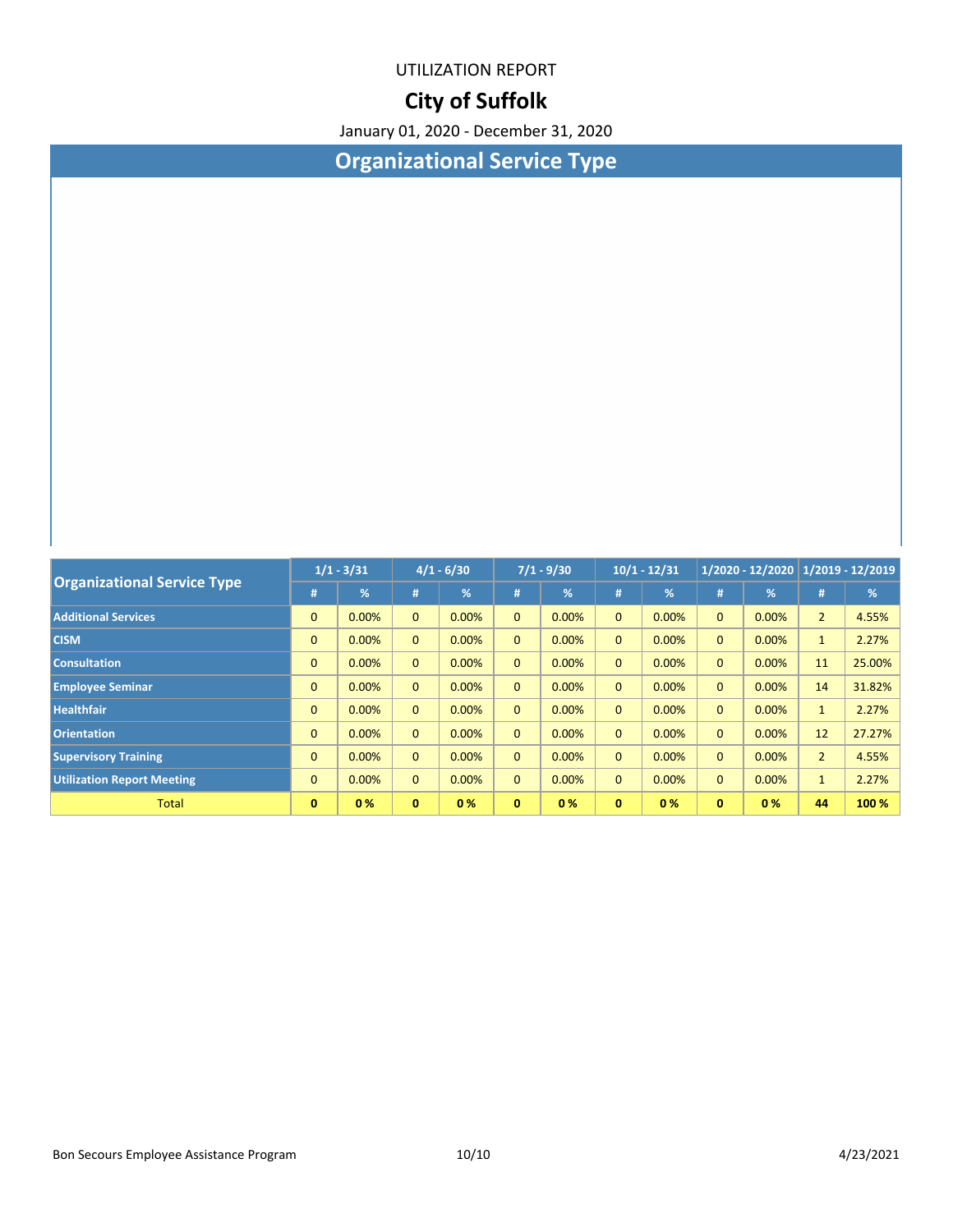UTILIZATION REPORT

# City of Suffolk

January 01, 2020 - December 31, 2020

## Organizational Service Type

| Organizational Service Type | 1/1 - 3/31 | | 4/1 - 6/30 | | 7/1 - 9/30 | | 10/1 - 12/31 | | 1/2020 - 12/2020 | | 1/2019 - 12/2019 | |
|---|---|---|---|---|---|---|---|---|---|---|---|---|
| | # | % | # | % | # | % | # | % | # | % | # | % |
| Additional Services | 0 | 0.00% | 0 | 0.00% | 0 | 0.00% | 0 | 0.00% | 0 | 0.00% | 2 | 4.55% |
| CISM | 0 | 0.00% | 0 | 0.00% | 0 | 0.00% | 0 | 0.00% | 0 | 0.00% | 1 | 2.27% |
| Consultation | 0 | 0.00% | 0 | 0.00% | 0 | 0.00% | 0 | 0.00% | 0 | 0.00% | 11 | 25.00% |
| Employee Seminar | 0 | 0.00% | 0 | 0.00% | 0 | 0.00% | 0 | 0.00% | 0 | 0.00% | 14 | 31.82% |
| Healthfair | 0 | 0.00% | 0 | 0.00% | 0 | 0.00% | 0 | 0.00% | 0 | 0.00% | 1 | 2.27% |
| Orientation | 0 | 0.00% | 0 | 0.00% | 0 | 0.00% | 0 | 0.00% | 0 | 0.00% | 12 | 27.27% |
| Supervisory Training | 0 | 0.00% | 0 | 0.00% | 0 | 0.00% | 0 | 0.00% | 0 | 0.00% | 2 | 4.55% |
| Utilization Report Meeting | 0 | 0.00% | 0 | 0.00% | 0 | 0.00% | 0 | 0.00% | 0 | 0.00% | 1 | 2.27% |
| Total | **0** | **0 %** | **0** | **0 %** | **0** | **0 %** | **0** | **0 %** | **0** | **0 %** | **44** | **100 %** |

Bon Secours Employee Assistance Program

4/23/2021